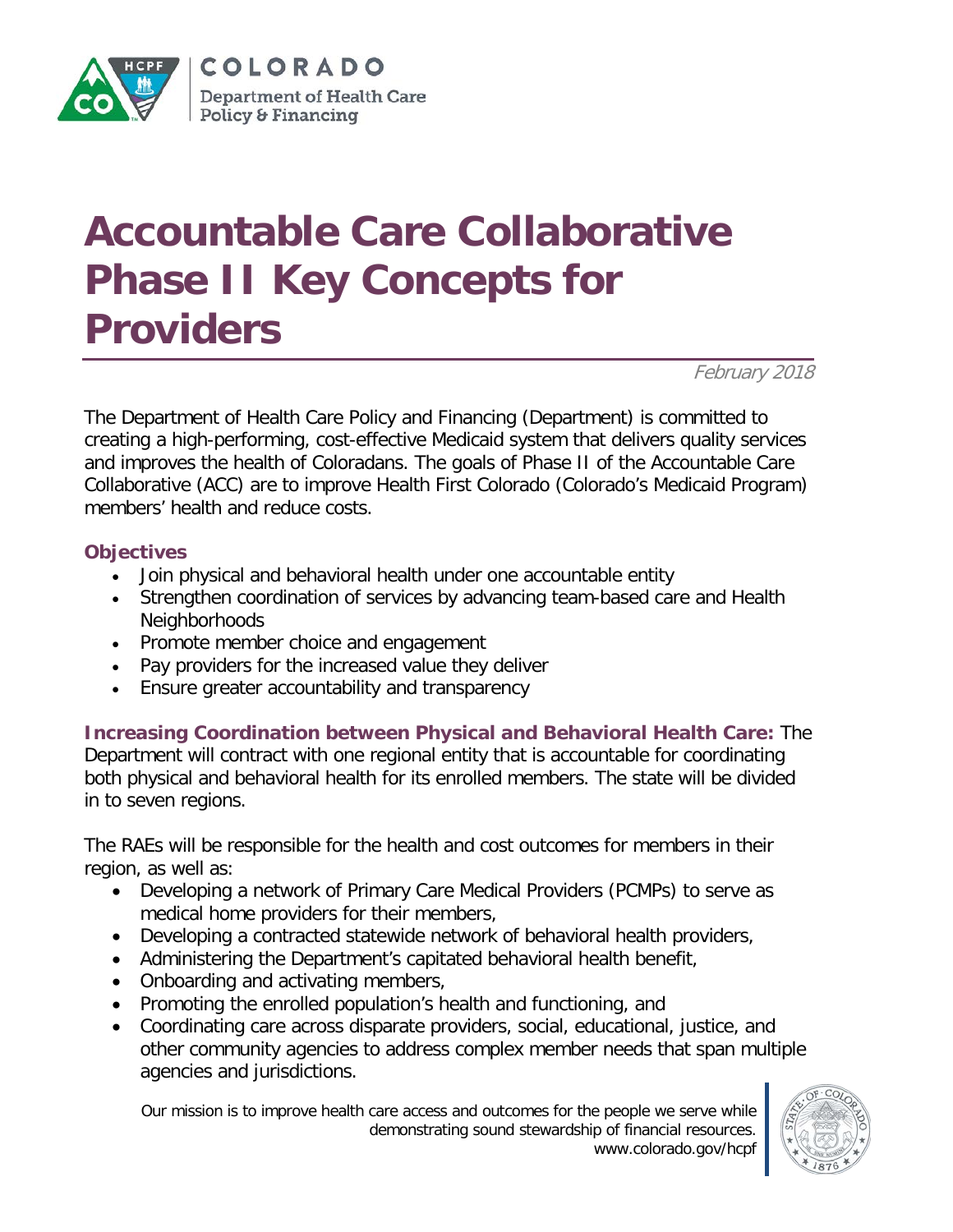COLORADO
Department of Health Care Policy & Financing

# Accountable Care Collaborative Phase II Key Concepts for Providers

*February 2018*

The Department of Health Care Policy and Financing (Department) is committed to creating a high-performing, cost-effective Medicaid system that delivers quality services and improves the health of Coloradans. The goals of Phase II of the Accountable Care Collaborative (ACC) are to improve Health First Colorado (Colorado's Medicaid Program) members' health and reduce costs.

### Objectives

- Join physical and behavioral health under one accountable entity
- Strengthen coordination of services by advancing team-based care and Health Neighborhoods
- Promote member choice and engagement
- Pay providers for the increased value they deliver
- Ensure greater accountability and transparency

**Increasing Coordination between Physical and Behavioral Health Care:** The Department will contract with one regional entity that is accountable for coordinating both physical and behavioral health for its enrolled members. The state will be divided in to seven regions.

The RAEs will be responsible for the health and cost outcomes for members in their region, as well as:

- Developing a network of Primary Care Medical Providers (PCMPs) to serve as medical home providers for their members,
- Developing a contracted statewide network of behavioral health providers,
- Administering the Department's capitated behavioral health benefit,
- Onboarding and activating members,
- Promoting the enrolled population's health and functioning, and
- Coordinating care across disparate providers, social, educational, justice, and other community agencies to address complex member needs that span multiple agencies and jurisdictions.

Our mission is to improve health care access and outcomes for the people we serve while demonstrating sound stewardship of financial resources.
www.colorado.gov/hcpf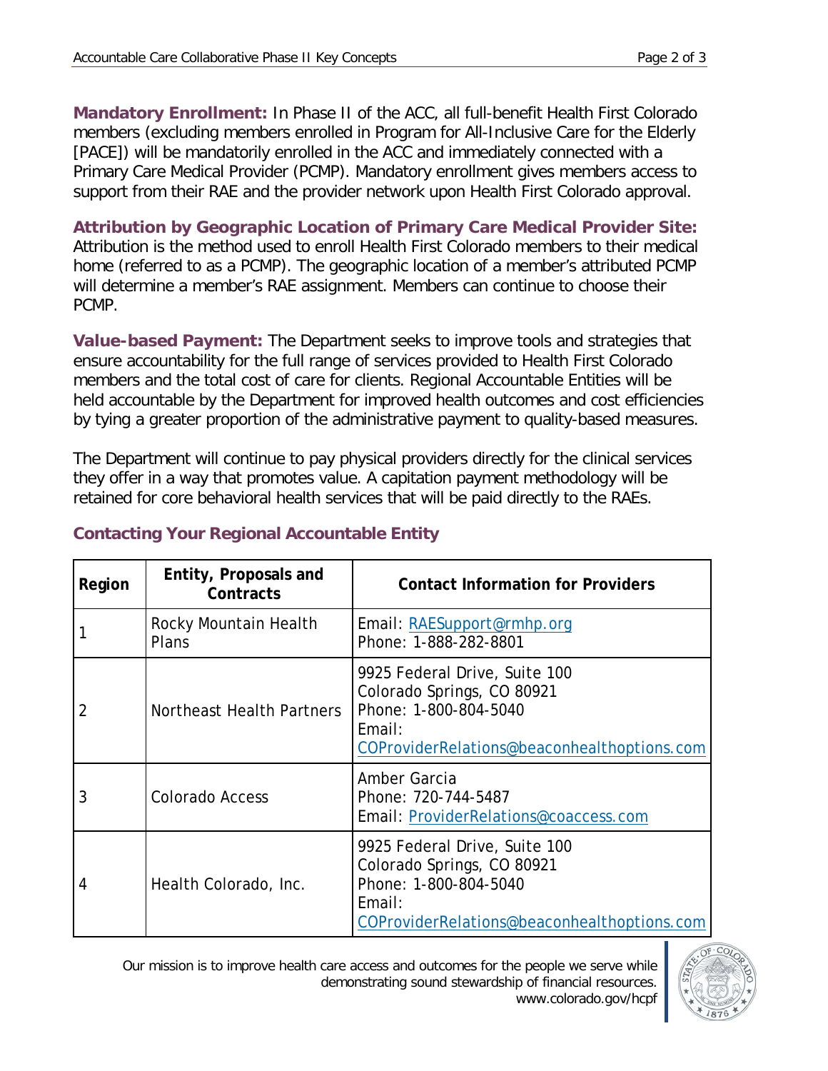**Mandatory Enrollment:** In Phase II of the ACC, all full-benefit Health First Colorado members (excluding members enrolled in Program for All-Inclusive Care for the Elderly [PACE]) will be mandatorily enrolled in the ACC and immediately connected with a Primary Care Medical Provider (PCMP). Mandatory enrollment gives members access to support from their RAE and the provider network upon Health First Colorado approval.

**Attribution by Geographic Location of Primary Care Medical Provider Site:** Attribution is the method used to enroll Health First Colorado members to their medical home (referred to as a PCMP). The geographic location of a member's attributed PCMP will determine a member's RAE assignment. Members can continue to choose their PCMP.

**Value-based Payment:** The Department seeks to improve tools and strategies that ensure accountability for the full range of services provided to Health First Colorado members and the total cost of care for clients. Regional Accountable Entities will be held accountable by the Department for improved health outcomes and cost efficiencies by tying a greater proportion of the administrative payment to quality-based measures.

The Department will continue to pay physical providers directly for the clinical services they offer in a way that promotes value. A capitation payment methodology will be retained for core behavioral health services that will be paid directly to the RAEs.

## Contacting Your Regional Accountable Entity

| Region | Entity, Proposals and Contracts | Contact Information for Providers |
|---|---|---|
| 1 | Rocky Mountain Health Plans | Email: RAESupport@rmhp.org<br>Phone: 1-888-282-8801 |
| 2 | Northeast Health Partners | 9925 Federal Drive, Suite 100<br>Colorado Springs, CO 80921<br>Phone: 1-800-804-5040<br>Email: COProviderRelations@beaconhealthoptions.com |
| 3 | Colorado Access | Amber Garcia<br>Phone: 720-744-5487<br>Email: ProviderRelations@coaccess.com |
| 4 | Health Colorado, Inc. | 9925 Federal Drive, Suite 100<br>Colorado Springs, CO 80921<br>Phone: 1-800-804-5040<br>Email: COProviderRelations@beaconhealthoptions.com |

Our mission is to improve health care access and outcomes for the people we serve while demonstrating sound stewardship of financial resources.
www.colorado.gov/hcpf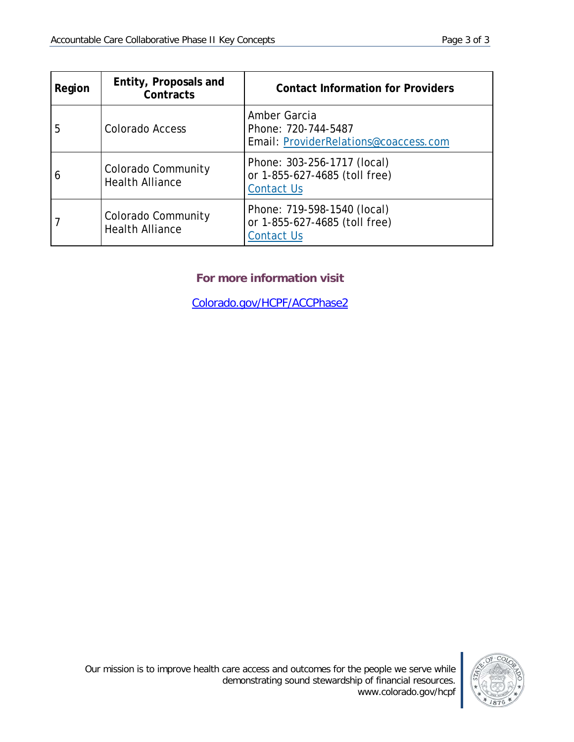| Region | Entity, Proposals and Contracts | Contact Information for Providers |
| --- | --- | --- |
| 5 | Colorado Access | Amber Garcia<br>Phone: 720-744-5487<br>Email: ProviderRelations@coaccess.com |
| 6 | Colorado Community Health Alliance | Phone: 303-256-1717 (local)<br>or 1-855-627-4685 (toll free)<br>Contact Us |
| 7 | Colorado Community Health Alliance | Phone: 719-598-1540 (local)<br>or 1-855-627-4685 (toll free)<br>Contact Us |

**For more information visit**

Colorado.gov/HCPF/ACCPhase2

Our mission is to improve health care access and outcomes for the people we serve while demonstrating sound stewardship of financial resources.
www.colorado.gov/hcpf